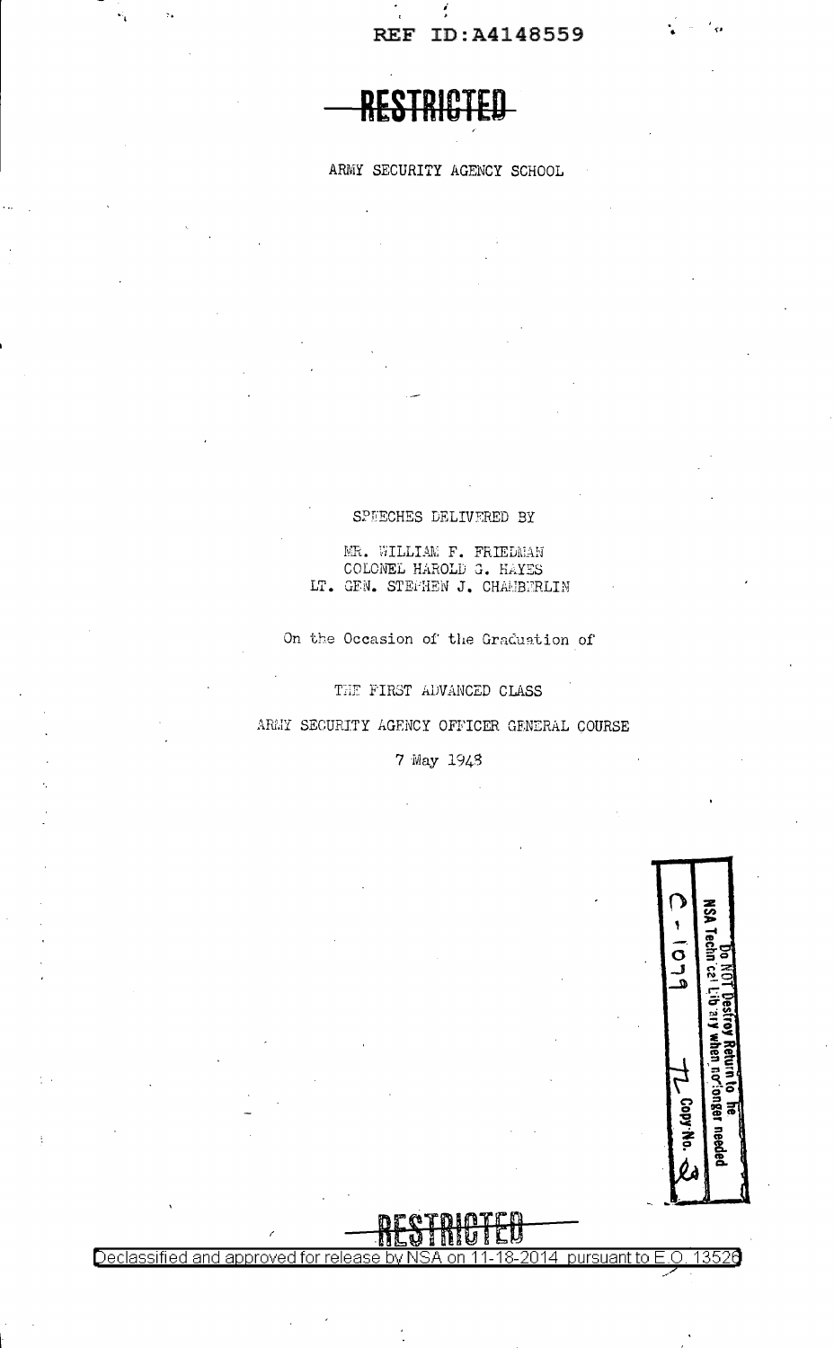REF ID:A4148559

**RESTRICTED**

ARMY SECURITY AGENCY SCHOOL

SPEECHES DELIVERED BY

MR. WILLIAM F. FRIEDMAN
COLONEL HAROLD G. HAYES
LT. GEN. STEPHEN J. CHAMBERLIN

On the Occasion of the Graduation of

THE FIRST ADVANCED CLASS

ARMY SECURITY AGENCY OFFICER GENERAL COURSE

7 May 1948

Do NOT Destroy Return to the NSA Technical Library when no longer needed
C-1079 Copy No. 2

**RESTRICTED**

Declassified and approved for release by NSA on 11-18-2014 pursuant to E.O. 13526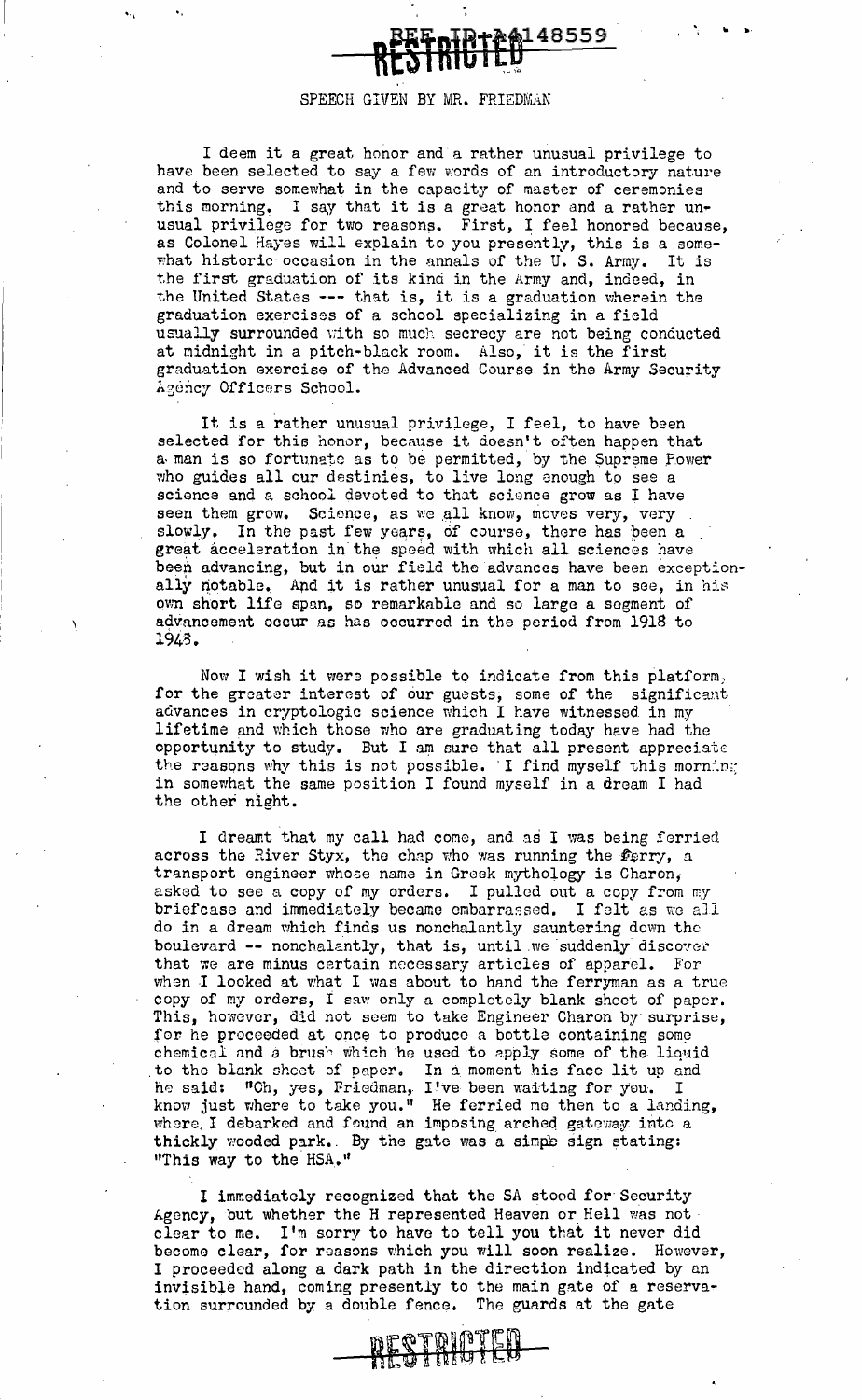SPEECH GIVEN BY MR. FRIEDMAN

I deem it a great honor and a rather unusual privilege to have been selected to say a few words of an introductory nature and to serve somewhat in the capacity of master of ceremonies this morning. I say that it is a great honor and a rather unusual privilege for two reasons. First, I feel honored because, as Colonel Hayes will explain to you presently, this is a somewhat historic occasion in the annals of the U. S. Army. It is the first graduation of its kind in the Army and, indeed, in the United States --- that is, it is a graduation wherein the graduation exercises of a school specializing in a field usually surrounded with so much secrecy are not being conducted at midnight in a pitch-black room. Also, it is the first graduation exercise of the Advanced Course in the Army Security Agency Officers School.

It is a rather unusual privilege, I feel, to have been selected for this honor, because it doesn't often happen that a man is so fortunate as to be permitted, by the Supreme Power who guides all our destinies, to live long enough to see a science and a school devoted to that science grow as I have seen them grow. Science, as we all know, moves very, very slowly. In the past few years, of course, there has been a great acceleration in the speed with which all sciences have been advancing, but in our field the advances have been exceptionally notable. And it is rather unusual for a man to see, in his own short life span, so remarkable and so large a segment of advancement occur as has occurred in the period from 1918 to 1943.

Now I wish it were possible to indicate from this platform, for the greater interest of our guests, some of the significant advances in cryptologic science which I have witnessed in my lifetime and which those who are graduating today have had the opportunity to study. But I am sure that all present appreciate the reasons why this is not possible. I find myself this morning in somewhat the same position I found myself in a dream I had the other night.

I dreamt that my call had come, and as I was being ferried across the River Styx, the chap who was running the ferry, a transport engineer whose name in Greek mythology is Charon, asked to see a copy of my orders. I pulled out a copy from my briefcase and immediately became embarrassed. I felt as we all do in a dream which finds us nonchalantly sauntering down the boulevard -- nonchalantly, that is, until we suddenly discover that we are minus certain necessary articles of apparel. For when I looked at what I was about to hand the ferryman as a true copy of my orders, I saw only a completely blank sheet of paper. This, however, did not seem to take Engineer Charon by surprise, for he proceeded at once to produce a bottle containing some chemical and a brush which he used to apply some of the liquid to the blank sheet of paper. In a moment his face lit up and he said: "Oh, yes, Friedman, I've been waiting for you. I know just where to take you." He ferried me then to a landing, where I debarked and found an imposing arched gateway into a thickly wooded park. By the gate was a simple sign stating: "This way to the HSA."

I immediately recognized that the SA stood for Security Agency, but whether the H represented Heaven or Hell was not clear to me. I'm sorry to have to tell you that it never did become clear, for reasons which you will soon realize. However, I proceeded along a dark path in the direction indicated by an invisible hand, coming presently to the main gate of a reservation surrounded by a double fence. The guards at the gate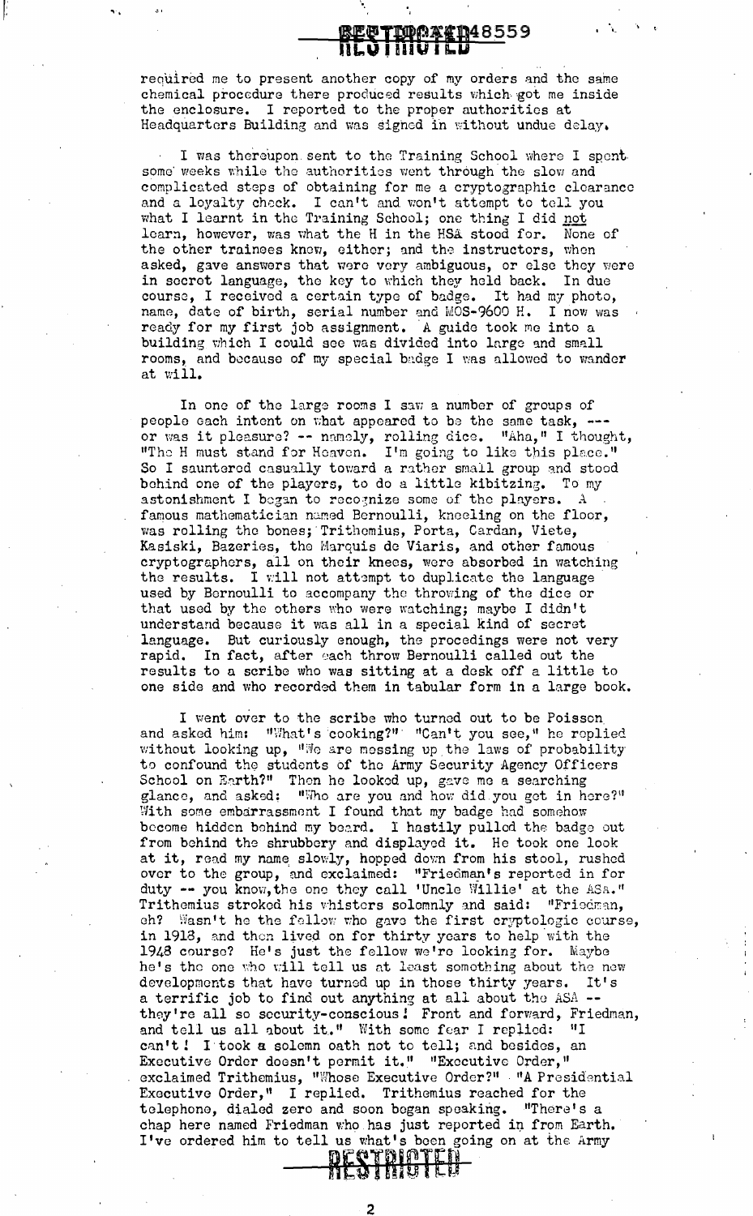required me to present another copy of my orders and the same chemical procedure there produced results which got me inside the enclosure. I reported to the proper authorities at Headquarters Building and was signed in without undue delay.

I was thereupon sent to the Training School where I spent some weeks while the authorities went through the slow and complicated steps of obtaining for me a cryptographic clearance and a loyalty check. I can't and won't attempt to tell you what I learnt in the Training School; one thing I did not learn, however, was what the H in the HSA stood for. None of the other trainees knew, either; and the instructors, when asked, gave answers that were very ambiguous, or else they were in secret language, the key to which they held back. In due course, I received a certain type of badge. It had my photo, name, date of birth, serial number and MOS-9600 H. I now was ready for my first job assignment. A guide took me into a building which I could see was divided into large and small rooms, and because of my special badge I was allowed to wander at will.

In one of the large rooms I saw a number of groups of people each intent on what appeared to be the same task, --- or was it pleasure? -- namely, rolling dice. "Aha," I thought, "The H must stand for Heaven. I'm going to like this place." So I sauntered casually toward a rather small group and stood behind one of the players, to do a little kibitzing. To my astonishment I began to recognize some of the players. A famous mathematician named Bernoulli, kneeling on the floor, was rolling the bones; Trithemius, Porta, Cardan, Viete, Kasiski, Bazeries, the Marquis de Viaris, and other famous cryptographers, all on their knees, were absorbed in watching the results. I will not attempt to duplicate the language used by Bernoulli to accompany the throwing of the dice or that used by the others who were watching; maybe I didn't understand because it was all in a special kind of secret language. But curiously enough, the procedings were not very rapid. In fact, after each throw Bernoulli called out the results to a scribe who was sitting at a desk off a little to one side and who recorded them in tabular form in a large book.

I went over to the scribe who turned out to be Poisson and asked him: "What's cooking?" "Can't you see," he replied without looking up, "We are messing up the laws of probability to confound the students of the Army Security Agency Officers School on Earth?" Then he looked up, gave me a searching glance, and asked: "Who are you and how did you get in here?" With some embarrassment I found that my badge had somehow become hidden behind my beard. I hastily pulled the badge out from behind the shrubbery and displayed it. He took one look at it, read my name slowly, hopped down from his stool, rushed over to the group, and exclaimed: "Friedman's reported in for duty -- you know, the one they call 'Uncle Willie' at the ASA." Trithemius stroked his whiskers solemnly and said: "Friedman, eh? Wasn't he the fellow who gave the first cryptologic course, in 1918, and then lived on for thirty years to help with the 1948 course? He's just the fellow we're looking for. Maybe he's the one who will tell us at least something about the new developments that have turned up in those thirty years. It's a terrific job to find out anything at all about the ASA -- they're all so security-conscious! Front and forward, Friedman, and tell us all about it." With some fear I replied: "I can't! I took a solemn oath not to tell; and besides, an Executive Order doesn't permit it." "Executive Order," exclaimed Trithemius, "Whose Executive Order?" "A Presidential Executive Order," I replied. Trithemius reached for the telephone, dialed zero and soon began speaking. "There's a chap here named Friedman who has just reported in from Earth. I've ordered him to tell us what's been going on at the Army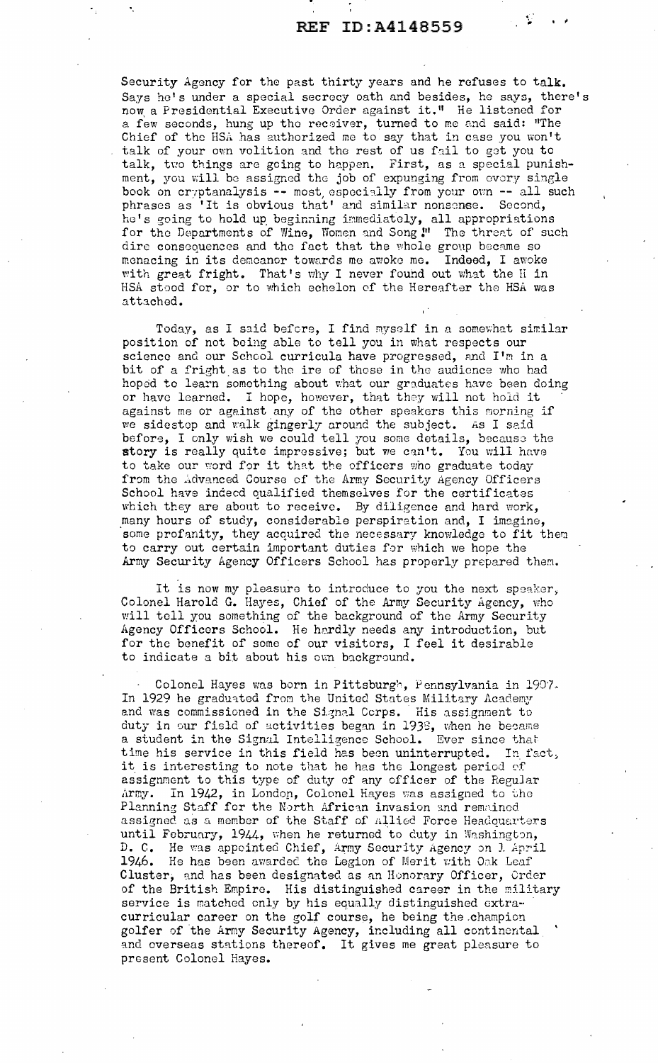Security Agency for the past thirty years and he refuses to talk. Says he's under a special secrecy oath and besides, he says, there's now a Presidential Executive Order against it." He listened for a few seconds, hung up the receiver, turned to me and said: "The Chief of the HSA has authorized me to say that in case you won't talk of your own volition and the rest of us fail to get you to talk, two things are going to happen. First, as a special punishment, you will be assigned the job of expunging from every single book on cryptanalysis -- most especially from your own -- all such phrases as 'It is obvious that' and similar nonsense. Second, he's going to hold up beginning immediately, all appropriations for the Departments of Wine, Women and Song!" The threat of such dire consequences and the fact that the whole group became so menacing in its demeanor towards me awoke me. Indeed, I awoke with great fright. That's why I never found out what the H in HSA stood for, or to which echelon of the Hereafter the HSA was attached.

Today, as I said before, I find myself in a somewhat similar position of not being able to tell you in what respects our science and our School curricula have progressed, and I'm in a bit of a fright as to the ire of those in the audience who had hoped to learn something about what our graduates have been doing or have learned. I hope, however, that they will not hold it against me or against any of the other speakers this morning if we sidestep and walk gingerly around the subject. As I said before, I only wish we could tell you some details, because the story is really quite impressive; but we can't. You will have to take our word for it that the officers who graduate today from the Advanced Course of the Army Security Agency Officers School have indeed qualified themselves for the certificates which they are about to receive. By diligence and hard work, many hours of study, considerable perspiration and, I imagine, some profanity, they acquired the necessary knowledge to fit them to carry out certain important duties for which we hope the Army Security Agency Officers School has properly prepared them.

It is now my pleasure to introduce to you the next speaker, Colonel Harold G. Hayes, Chief of the Army Security Agency, who will tell you something of the background of the Army Security Agency Officers School. He hardly needs any introduction, but for the benefit of some of our visitors, I feel it desirable to indicate a bit about his own background.

Colonel Hayes was born in Pittsburgh, Pennsylvania in 1907. In 1929 he graduated from the United States Military Academy and was commissioned in the Signal Corps. His assignment to duty in our field of activities began in 1938, when he became a student in the Signal Intelligence School. Ever since that time his service in this field has been uninterrupted. In fact, it is interesting to note that he has the longest period of assignment to this type of duty of any officer of the Regular Army. In 1942, in London, Colonel Hayes was assigned to the Planning Staff for the North African invasion and remained assigned as a member of the Staff of Allied Force Headquarters until February, 1944, when he returned to duty in Washington, D. C. He was appointed Chief, Army Security Agency on 1 April 1946. He has been awarded the Legion of Merit with Oak Leaf Cluster, and has been designated as an Honorary Officer, Order of the British Empire. His distinguished career in the military service is matched only by his equally distinguished extra-curricular career on the golf course, he being the champion golfer of the Army Security Agency, including all continental and overseas stations thereof. It gives me great pleasure to present Colonel Hayes.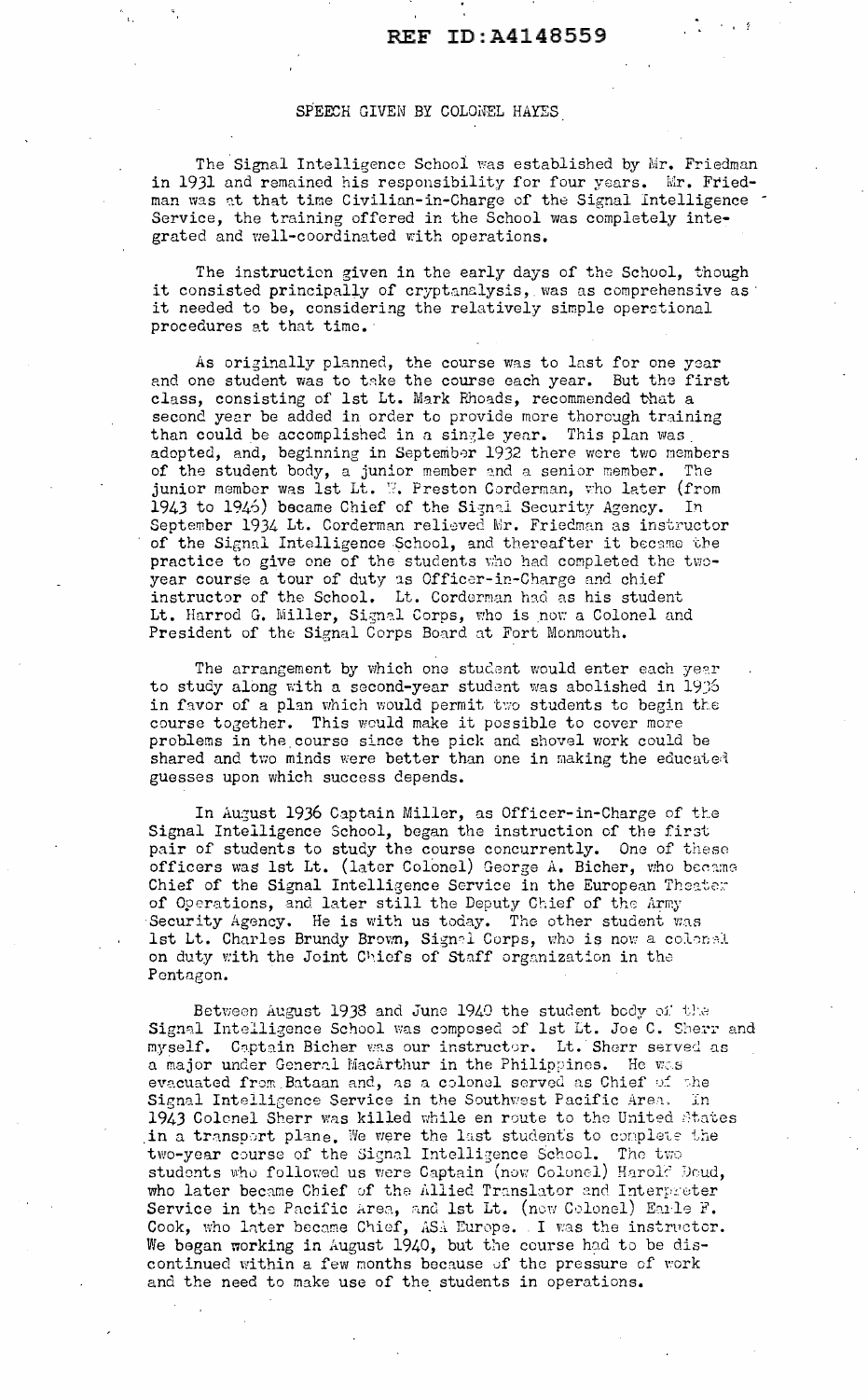REF ID:A4148559

SPEECH GIVEN BY COLONEL HAYES

The Signal Intelligence School was established by Mr. Friedman in 1931 and remained his responsibility for four years. Mr. Friedman was at that time Civilian-in-Charge of the Signal Intelligence Service, the training offered in the School was completely integrated and well-coordinated with operations.

The instruction given in the early days of the School, though it consisted principally of cryptanalysis, was as comprehensive as it needed to be, considering the relatively simple operational procedures at that time.

As originally planned, the course was to last for one year and one student was to take the course each year. But the first class, consisting of 1st Lt. Mark Rhoads, recommended that a second year be added in order to provide more thorough training than could be accomplished in a single year. This plan was adopted, and, beginning in September 1932 there were two members of the student body, a junior member and a senior member. The junior member was 1st Lt. W. Preston Corderman, who later (from 1943 to 1946) became Chief of the Signal Security Agency. In September 1934 Lt. Corderman relieved Mr. Friedman as instructor of the Signal Intelligence School, and thereafter it became the practice to give one of the students who had completed the two-year course a tour of duty as Officer-in-Charge and chief instructor of the School. Lt. Corderman had as his student Lt. Harrod G. Miller, Signal Corps, who is now a Colonel and President of the Signal Corps Board at Fort Monmouth.

The arrangement by which one student would enter each year to study along with a second-year student was abolished in 1936 in favor of a plan which would permit two students to begin the course together. This would make it possible to cover more problems in the course since the pick and shovel work could be shared and two minds were better than one in making the educated guesses upon which success depends.

In August 1936 Captain Miller, as Officer-in-Charge of the Signal Intelligence School, began the instruction of the first pair of students to study the course concurrently. One of these officers was 1st Lt. (later Colonel) George A. Bicher, who became Chief of the Signal Intelligence Service in the European Theater of Operations, and later still the Deputy Chief of the Army Security Agency. He is with us today. The other student was 1st Lt. Charles Brundy Brown, Signal Corps, who is now a colonel on duty with the Joint Chiefs of Staff organization in the Pentagon.

Between August 1938 and June 1940 the student body of the Signal Intelligence School was composed of 1st Lt. Joe C. Sherr and myself. Captain Bicher was our instructor. Lt. Sherr served as a major under General MacArthur in the Philippines. He was evacuated from Bataan and, as a colonel served as Chief of the Signal Intelligence Service in the Southwest Pacific Area. In 1943 Colonel Sherr was killed while en route to the United States in a transport plane. We were the last students to complete the two-year course of the Signal Intelligence School. The two students who followed us were Captain (now Colonel) Harold Doud, who later became Chief of the Allied Translator and Interpreter Service in the Pacific Area, and 1st Lt. (now Colonel) Earle F. Cook, who later became Chief, ASA Europe. I was the instructor. We began working in August 1940, but the course had to be discontinued within a few months because of the pressure of work and the need to make use of the students in operations.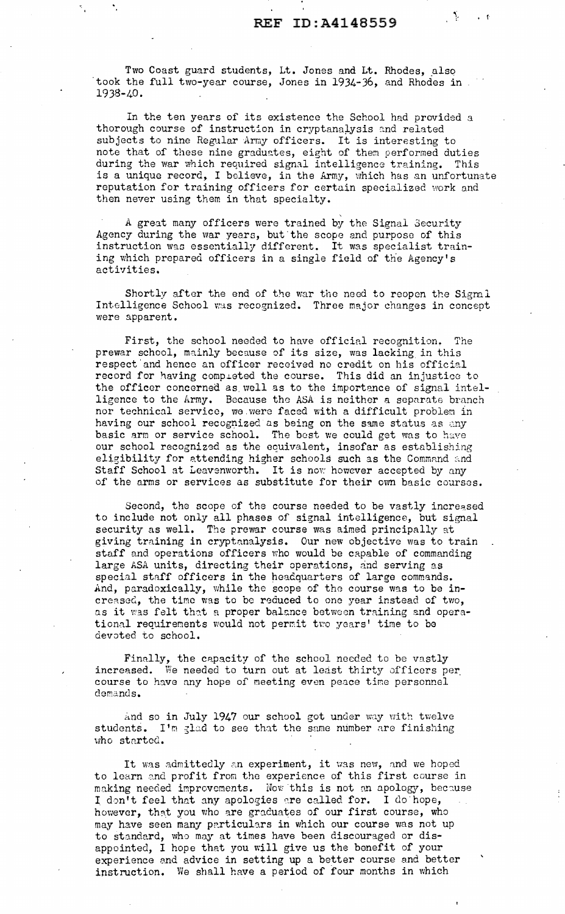Two Coast guard students, Lt. Jones and Lt. Rhodes, also took the full two-year course, Jones in 1934-36, and Rhodes in 1938-40.

In the ten years of its existence the School had provided a thorough course of instruction in cryptanalysis and related subjects to nine Regular Army officers. It is interesting to note that of these nine graduates, eight of them performed duties during the war which required signal intelligence training. This is a unique record, I believe, in the Army, which has an unfortunate reputation for training officers for certain specialized work and then never using them in that specialty.

A great many officers were trained by the Signal Security Agency during the war years, but the scope and purpose of this instruction was essentially different. It was specialist training which prepared officers in a single field of the Agency's activities.

Shortly after the end of the war the need to reopen the Signal Intelligence School was recognized. Three major changes in concept were apparent.

First, the school needed to have official recognition. The prewar school, mainly because of its size, was lacking in this respect and hence an officer received no credit on his official record for having completed the course. This did an injustice to the officer concerned as well as to the importance of signal intelligence to the Army. Because the ASA is neither a separate branch nor technical service, we were faced with a difficult problem in having our school recognized as being on the same status as any basic arm or service school. The best we could get was to have our school recognized as the equivalent, insofar as establishing eligibility for attending higher schools such as the Command and Staff School at Leavenworth. It is now however accepted by any of the arms or services as substitute for their own basic courses.

Second, the scope of the course needed to be vastly increased to include not only all phases of signal intelligence, but signal security as well. The prewar course was aimed principally at giving training in cryptanalysis. Our new objective was to train staff and operations officers who would be capable of commanding large ASA units, directing their operations, and serving as special staff officers in the headquarters of large commands. And, paradoxically, while the scope of the course was to be increased, the time was to be reduced to one year instead of two, as it was felt that a proper balance between training and operational requirements would not permit two years' time to be devoted to school.

Finally, the capacity of the school needed to be vastly increased. We needed to turn out at least thirty officers per course to have any hope of meeting even peace time personnel demands.

And so in July 1947 our school got under way with twelve students. I'm glad to see that the same number are finishing who started.

It was admittedly an experiment, it was new, and we hoped to learn and profit from the experience of this first course in making needed improvements. Now this is not an apology, because I don't feel that any apologies are called for. I do hope, however, that you who are graduates of our first course, who may have seen many particulars in which our course was not up to standard, who may at times have been discouraged or disappointed, I hope that you will give us the benefit of your experience and advice in setting up a better course and better instruction. We shall have a period of four months in which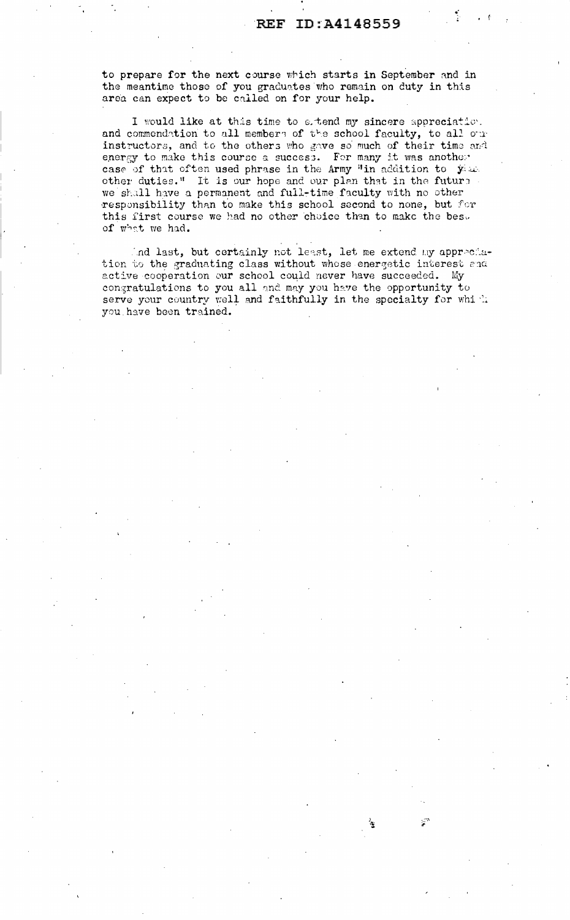to prepare for the next course which starts in September and in the meantime those of you graduates who remain on duty in this area can expect to be called on for your help.

I would like at this time to extend my sincere appreciation and commendation to all members of the school faculty, to all our instructors, and to the others who gave so much of their time and energy to make this course a success. For many it was another case of that often used phrase in the Army "in addition to your other duties." It is our hope and our plan that in the future we shall have a permanent and full-time faculty with no other responsibility than to make this school second to none, but for this first course we had no other choice than to make the best of what we had.

And last, but certainly not least, let me extend my appreciation to the graduating class without whose energetic interest and active cooperation our school could never have succeeded. My congratulations to you all and may you have the opportunity to serve your country well and faithfully in the specialty for which you have been trained.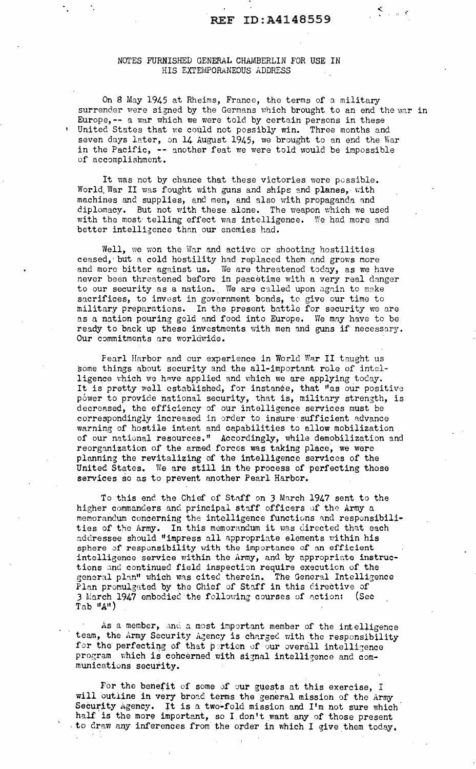NOTES FURNISHED GENERAL CHAMBERLIN FOR USE IN HIS EXTEMPORANEOUS ADDRESS

On 8 May 1945 at Rheims, France, the terms of a military surrender were signed by the Germans which brought to an end the war in Europe,-- a war which we were told by certain persons in these United States that we could not possibly win. Three months and seven days later, on 14 August 1945, we brought to an end the War in the Pacific, -- another feat we were told would be impossible of accomplishment.

It was not by chance that these victories were possible. World War II was fought with guns and ships and planes, with machines and supplies, and men, and also with propaganda and diplomacy. But not with these alone. The weapon which we used with the most telling effect was intelligence. We had more and better intelligence than our enemies had.

Well, we won the War and active or shooting hostilities ceased, but a cold hostility had replaced them and grows more and more bitter against us. We are threatened today, as we have never been threatened before in peacetime with a very real danger to our security as a nation. We are called upon again to make sacrifices, to invest in government bonds, to give our time to military preparations. In the present battle for security we are as a nation pouring gold and food into Europe. We may have to be ready to back up these investments with men and guns if necessary. Our commitments are worldwide.

Pearl Harbor and our experience in World War II taught us some things about security and the all-important role of intelligence which we have applied and which we are applying today. It is pretty well established, for instance, that "as our positive power to provide national security, that is, military strength, is decreased, the efficiency of our intelligence services must be correspondingly increased in order to insure sufficient advance warning of hostile intent and capabilities to allow mobilization of our national resources." Accordingly, while demobilization and reorganization of the armed forces was taking place, we were planning the revitalizing of the intelligence services of the United States. We are still in the process of perfecting those services so as to prevent another Pearl Harbor.

To this end the Chief of Staff on 3 March 1947 sent to the higher commanders and principal staff officers of the Army a memorandum concerning the intelligence functions and responsibilities of the Army. In this memorandum it was directed that each addressee should "impress all appropriate elements within his sphere of responsibility with the importance of an efficient intelligence service within the Army, and by appropriate instructions and continued field inspection require execution of the general plan" which was cited therein. The General Intelligence Plan promulgated by the Chief of Staff in this directive of 3 March 1947 embodied the following courses of action: (See Tab "A")

As a member, and a most important member of the intelligence team, the Army Security Agency is charged with the responsibility for the perfecting of that portion of our overall intelligence program which is concerned with signal intelligence and communications security.

For the benefit of some of our guests at this exercise, I will outline in very broad terms the general mission of the Army Security Agency. It is a two-fold mission and I'm not sure which half is the more important, so I don't want any of those present to draw any inferences from the order in which I give them today.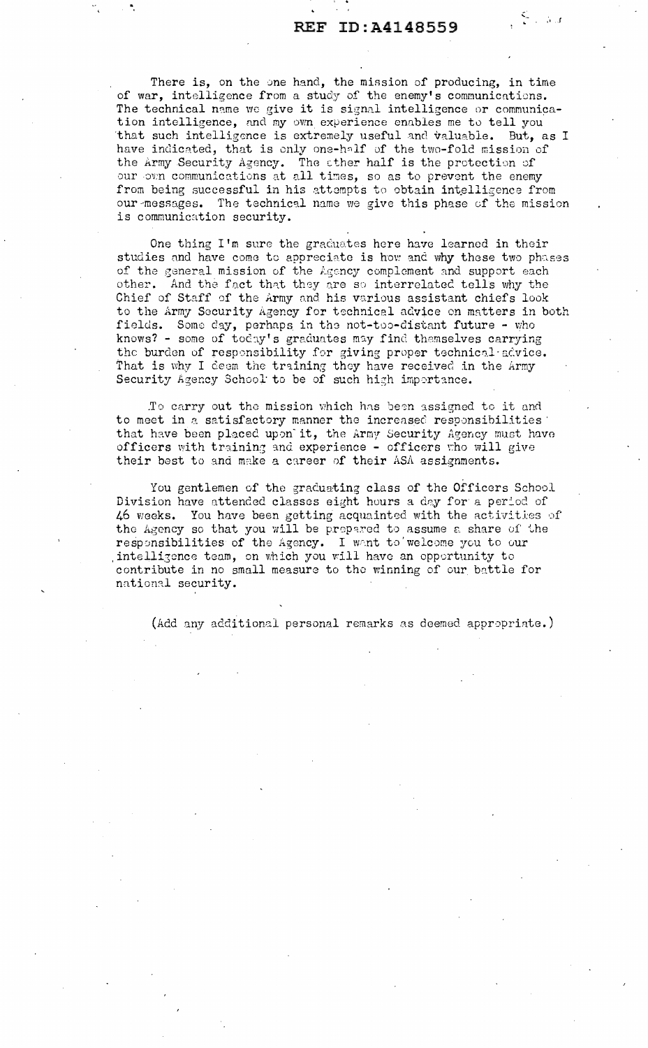There is, on the one hand, the mission of producing, in time of war, intelligence from a study of the enemy's communications. The technical name we give it is signal intelligence or communication intelligence, and my own experience enables me to tell you that such intelligence is extremely useful and valuable. But, as I have indicated, that is only one-half of the two-fold mission of the Army Security Agency. The other half is the protection of our own communications at all times, so as to prevent the enemy from being successful in his attempts to obtain intelligence from our messages. The technical name we give this phase of the mission is communication security.

One thing I'm sure the graduates here have learned in their studies and have come to appreciate is how and why these two phases of the general mission of the Agency complement and support each other. And the fact that they are so interrelated tells why the Chief of Staff of the Army and his various assistant chiefs look to the Army Security Agency for technical advice on matters in both fields. Some day, perhaps in the not-too-distant future - who knows? - some of today's graduates may find themselves carrying the burden of responsibility for giving proper technical advice. That is why I deem the training they have received in the Army Security Agency School to be of such high importance.

To carry out the mission which has been assigned to it and to meet in a satisfactory manner the increased responsibilities that have been placed upon it, the Army Security Agency must have officers with training and experience - officers who will give their best to and make a career of their ASA assignments.

You gentlemen of the graduating class of the Officers School Division have attended classes eight hours a day for a period of 46 weeks. You have been getting acquainted with the activities of the Agency so that you will be prepared to assume a share of the responsibilities of the Agency. I want to welcome you to our intelligence team, on which you will have an opportunity to contribute in no small measure to the winning of our battle for national security.

(Add any additional personal remarks as deemed appropriate.)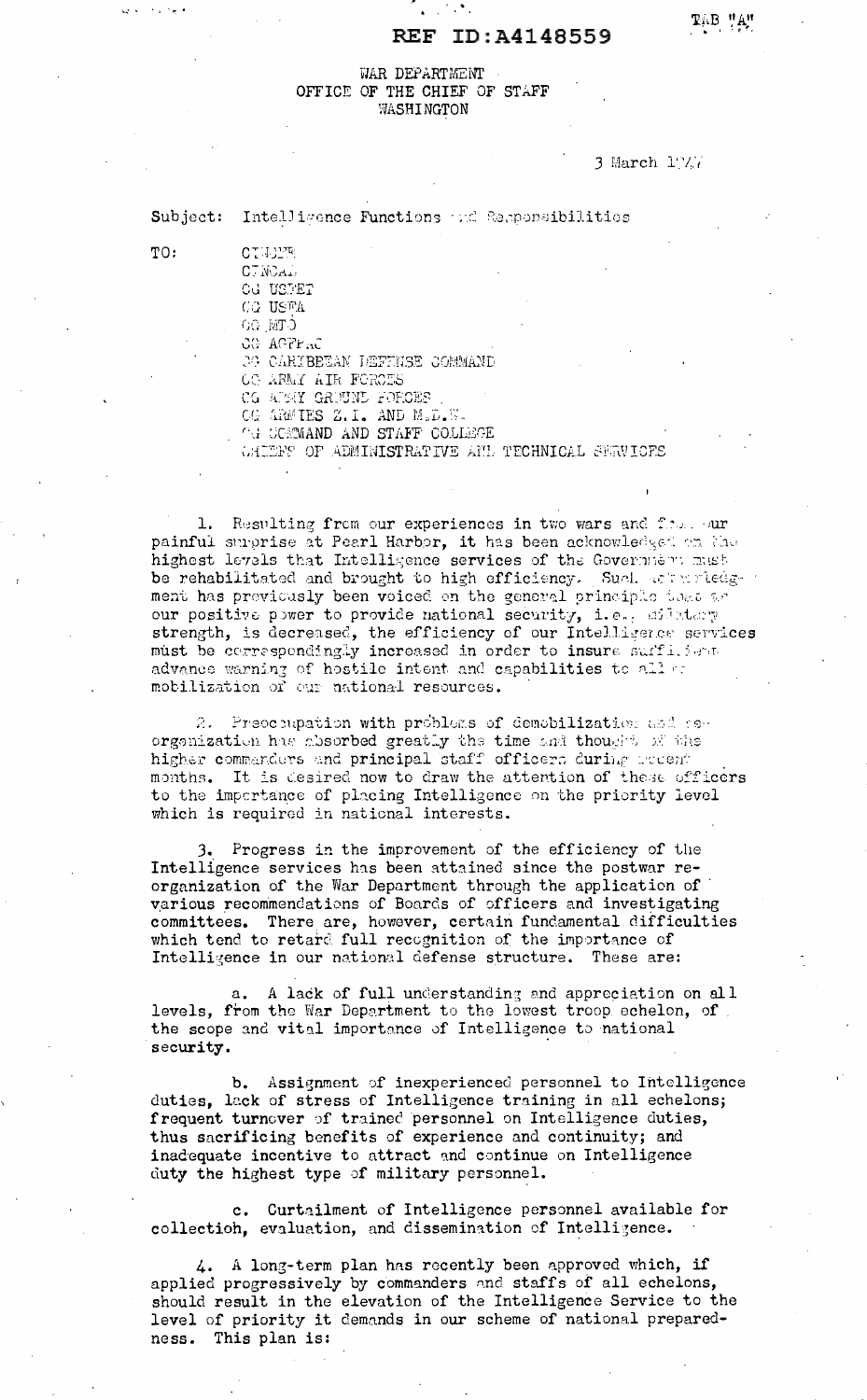TAB "A"

REF ID:A4148559

WAR DEPARTMENT
OFFICE OF THE CHIEF OF STAFF
WASHINGTON

3 March 1947

Subject: Intelligence Functions and Responsibilities

TO:
CINCFE
CINCAL
CG USFET
CG USFA
CG MTO
CG AFPAC
CG CARIBBEAN DEFENSE COMMAND
CG ARMY AIR FORCES
CG ARMY GROUND FORCES
CG ARMIES Z.I. AND M.D.W.
CG COMMAND AND STAFF COLLEGE
CHIEFS OF ADMINISTRATIVE AND TECHNICAL SERVICES

1. Resulting from our experiences in two wars and from our painful surprise at Pearl Harbor, it has been acknowledged on the highest levels that Intelligence services of the Government must be rehabilitated and brought to high efficiency. Such acknowledgment has previously been voiced on the general principle that as our positive power to provide national security, i.e., military strength, is decreased, the efficiency of our Intelligence services must be correspondingly increased in order to insure sufficient advance warning of hostile intent and capabilities to allow mobilization of our national resources.

2. Preoccupation with problems of demobilization and reorganization has absorbed greatly the time and thought of the higher commanders and principal staff officers during recent months. It is desired now to draw the attention of these officers to the importance of placing Intelligence on the priority level which is required in national interests.

3. Progress in the improvement of the efficiency of the Intelligence services has been attained since the postwar reorganization of the War Department through the application of various recommendations of Boards of officers and investigating committees. There are, however, certain fundamental difficulties which tend to retard full recognition of the importance of Intelligence in our national defense structure. These are:

a. A lack of full understanding and appreciation on all levels, from the War Department to the lowest troop echelon, of the scope and vital importance of Intelligence to national security.

b. Assignment of inexperienced personnel to Intelligence duties, lack of stress of Intelligence training in all echelons; frequent turnover of trained personnel on Intelligence duties, thus sacrificing benefits of experience and continuity; and inadequate incentive to attract and continue on Intelligence duty the highest type of military personnel.

c. Curtailment of Intelligence personnel available for collection, evaluation, and dissemination of Intelligence.

4. A long-term plan has recently been approved which, if applied progressively by commanders and staffs of all echelons, should result in the elevation of the Intelligence Service to the level of priority it demands in our scheme of national preparedness. This plan is: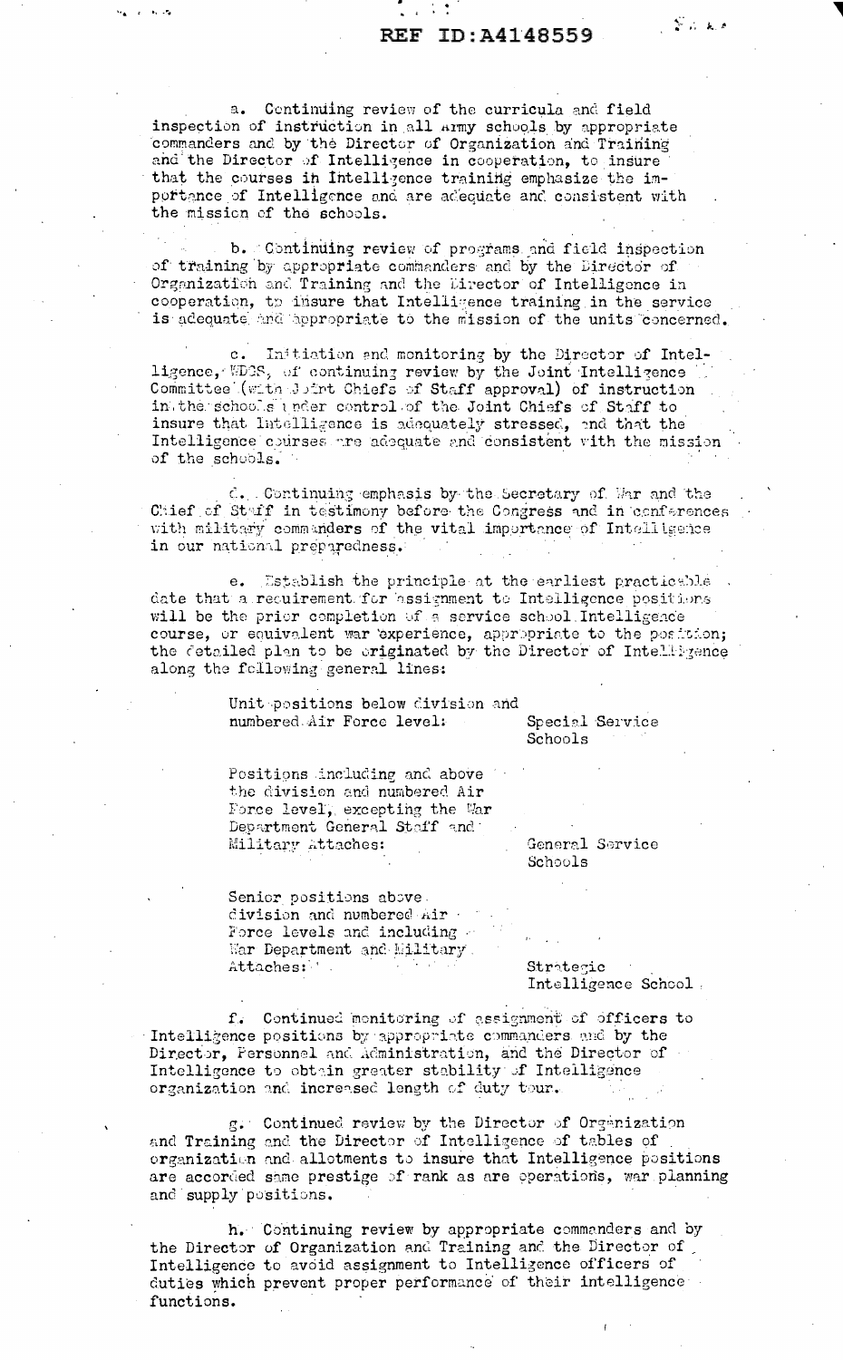a. Continuing review of the curricula and field inspection of instruction in all Army schools by appropriate commanders and by the Director of Organization and Training and the Director of Intelligence in cooperation, to insure that the courses in Intelligence training emphasize the importance of Intelligence and are adequate and consistent with the mission of the schools.

b. Continuing review of programs and field inspection of training by appropriate commanders and by the Director of Organization and Training and the Director of Intelligence in cooperation, to insure that Intelligence training in the service is adequate and appropriate to the mission of the units concerned.

c. Initiation and monitoring by the Director of Intelligence, WDGS, of continuing review by the Joint Intelligence Committee (with Joint Chiefs of Staff approval) of instruction in the schools under control of the Joint Chiefs of Staff to insure that Intelligence is adequately stressed, and that the Intelligence courses are adequate and consistent with the mission of the schools.

d. Continuing emphasis by the Secretary of War and the Chief of Staff in testimony before the Congress and in conferences with military commanders of the vital importance of Intelligence in our national preparedness.

e. Establish the principle at the earliest practicable date that a requirement for assignment to Intelligence positions will be the prior completion of a service school Intelligence course, or equivalent war experience, appropriate to the position; the detailed plan to be originated by the Director of Intelligence along the following general lines:

| | |
|---|---|
| Unit positions below division and numbered Air Force level: | Special Service Schools |
| Positions including and above the division and numbered Air Force level, excepting the War Department General Staff and Military Attaches: | General Service Schools |
| Senior positions above division and numbered Air Force levels and including War Department and Military Attaches: | Strategic Intelligence School |

f. Continued monitoring of assignment of officers to Intelligence positions by appropriate commanders and by the Director, Personnel and Administration, and the Director of Intelligence to obtain greater stability of Intelligence organization and increased length of duty tour.

g. Continued review by the Director of Organization and Training and the Director of Intelligence of tables of organization and allotments to insure that Intelligence positions are accorded same prestige of rank as are operations, war planning and supply positions.

h. Continuing review by appropriate commanders and by the Director of Organization and Training and the Director of Intelligence to avoid assignment to Intelligence officers of duties which prevent proper performance of their intelligence functions.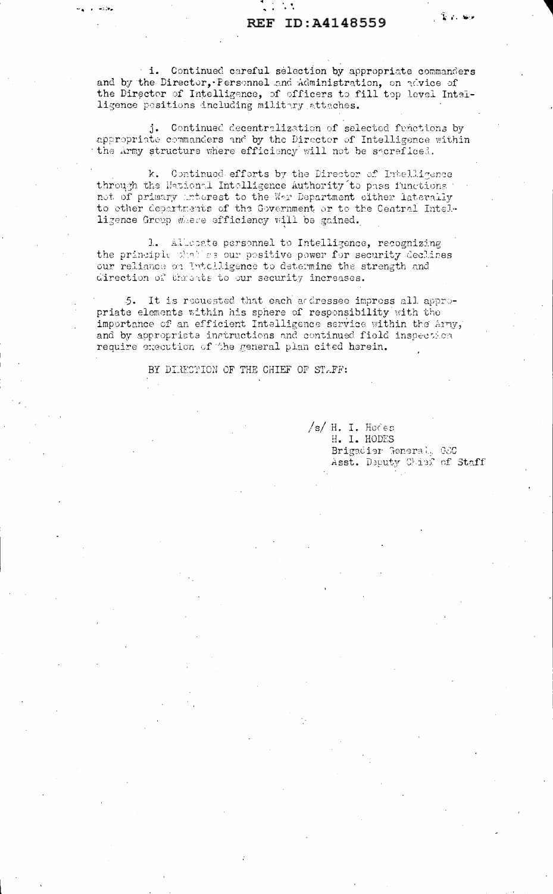i. Continued careful selection by appropriate commanders and by the Director, Personnel and Administration, on advice of the Director of Intelligence, of officers to fill top level Intelligence positions including military attaches.

j. Continued decentralization of selected functions by appropriate commanders and by the Director of Intelligence within the Army structure where efficiency will not be sacrificed.

k. Continued efforts by the Director of Intelligence through the National Intelligence Authority to pass functions not of primary interest to the War Department either laterally to other departments of the Government or to the Central Intelligence Group where efficiency will be gained.

l. Allocate personnel to Intelligence, recognizing the principle that as our positive power for security declines our reliance on Intelligence to determine the strength and direction of threats to our security increases.

5. It is requested that each addressee impress all appropriate elements within his sphere of responsibility with the importance of an efficient Intelligence service within the Army, and by appropriate instructions and continued field inspection require execution of the general plan cited herein.

BY DIRECTION OF THE CHIEF OF STAFF:

/s/ H. I. Hodes
H. I. HODES
Brigadier General, GSC
Asst. Deputy Chief of Staff